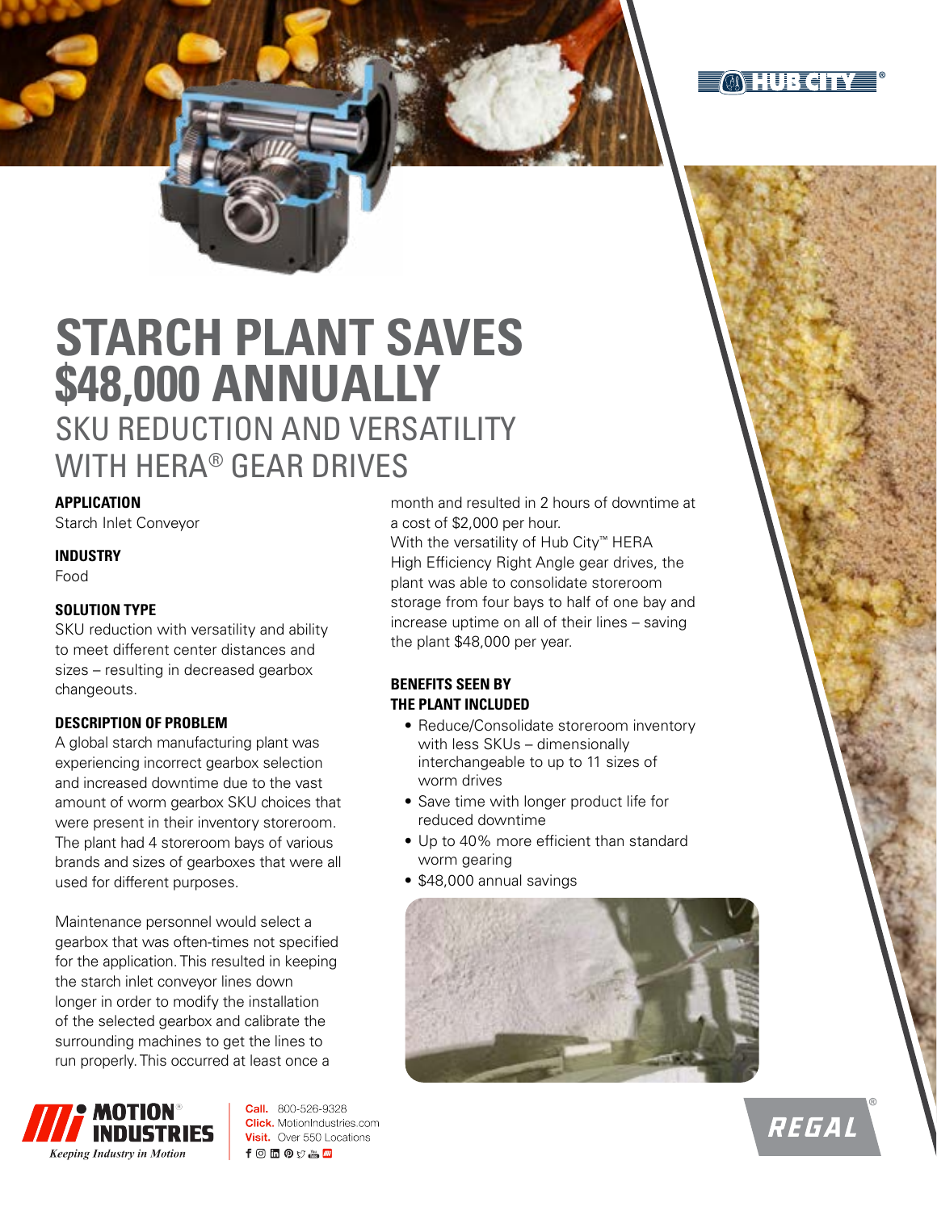HUB CITY®

# STARCH PLANT SAVES $48,000 ANNUALLY

## SKU REDUCTION AND VERSATILITY WITH HERA® GEAR DRIVES

### APPLICATION

Starch Inlet Conveyor

### INDUSTRY

Food

### SOLUTION TYPE

SKU reduction with versatility and ability to meet different center distances and sizes – resulting in decreased gearbox changeouts.

### DESCRIPTION OF PROBLEM

A global starch manufacturing plant was experiencing incorrect gearbox selection and increased downtime due to the vast amount of worm gearbox SKU choices that were present in their inventory storeroom. The plant had 4 storeroom bays of various brands and sizes of gearboxes that were all used for different purposes.

Maintenance personnel would select a gearbox that was often-times not specified for the application. This resulted in keeping the starch inlet conveyor lines down longer in order to modify the installation of the selected gearbox and calibrate the surrounding machines to get the lines to run properly. This occurred at least once a month and resulted in 2 hours of downtime at a cost of $2,000 per hour.

With the versatility of Hub City™ HERA High Efficiency Right Angle gear drives, the plant was able to consolidate storeroom storage from four bays to half of one bay and increase uptime on all of their lines – saving the plant $48,000 per year.

### BENEFITS SEEN BY THE PLANT INCLUDED

- Reduce/Consolidate storeroom inventory with less SKUs – dimensionally interchangeable to up to 11 sizes of worm drives
- Save time with longer product life for reduced downtime
- Up to 40% more efficient than standard worm gearing
- $48,000 annual savings

MOTION INDUSTRIES® *Keeping Industry in Motion*

**Call.** 800-526-9328
**Click.** MotionIndustries.com
**Visit.** Over 550 Locations

REGAL®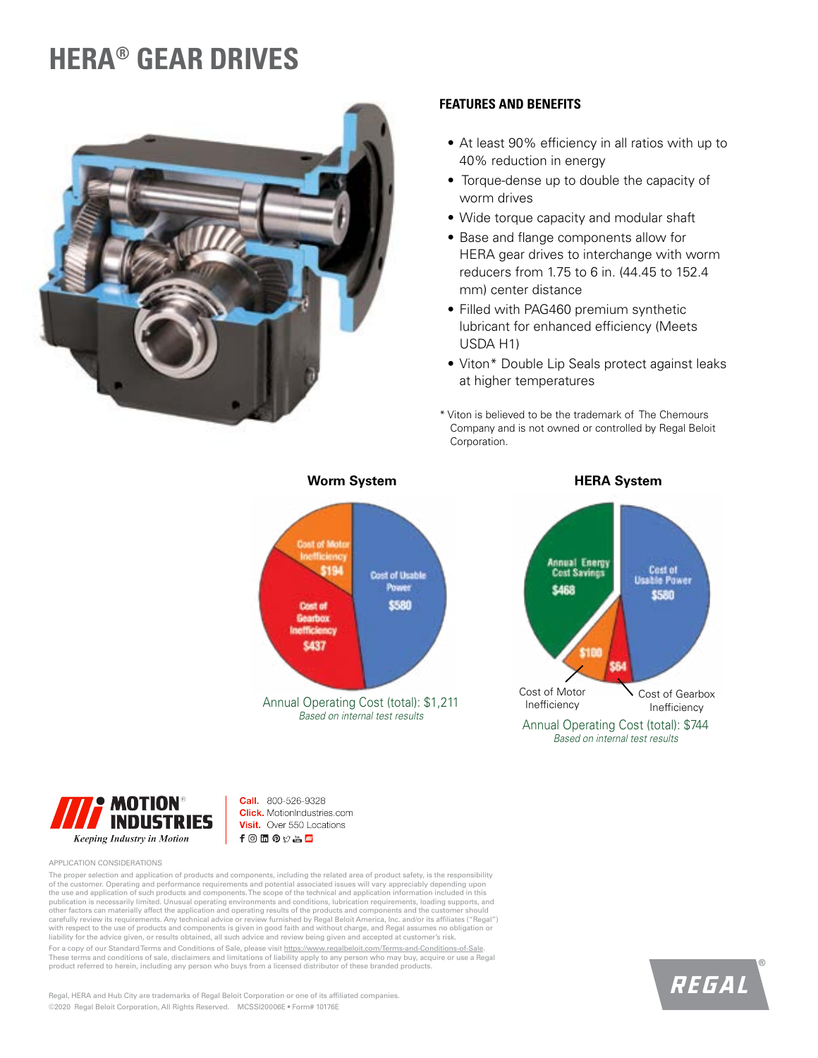# HERA® GEAR DRIVES

## FEATURES AND BENEFITS

- At least 90% efficiency in all ratios with up to 40% reduction in energy
- Torque-dense up to double the capacity of worm drives
- Wide torque capacity and modular shaft
- Base and flange components allow for HERA gear drives to interchange with worm reducers from 1.75 to 6 in. (44.45 to 152.4 mm) center distance
- Filled with PAG460 premium synthetic lubricant for enhanced efficiency (Meets USDA H1)
- Viton* Double Lip Seals protect against leaks at higher temperatures

\* Viton is believed to be the trademark of The Chemours Company and is not owned or controlled by Regal Beloit Corporation.

**Worm System**

Cost of Motor Inefficiency $194

Cost of Usable Power $580

Cost of Gearbox Inefficiency $437

Annual Operating Cost (total): $1,211

*Based on internal test results*

**HERA System**

Annual Energy Cost Savings $468

Cost of Usable Power $580

$100

$64

Cost of Motor Inefficiency

Cost of Gearbox Inefficiency

Annual Operating Cost (total): $744

*Based on internal test results*

MOTION® INDUSTRIES

*Keeping Industry in Motion*

**Call.** 800-526-9328
**Click.** MotionIndustries.com
**Visit.** Over 550 Locations

APPLICATION CONSIDERATIONS

The proper selection and application of products and components, including the related area of product safety, is the responsibility of the customer. Operating and performance requirements and potential associated issues will vary appreciably depending upon the use and application of such products and components. The scope of the technical and application information included in this publication is necessarily limited. Unusual operating environments and conditions, lubrication requirements, loading supports, and other factors can materially affect the application and operating results of the products and components and the customer should carefully review its requirements. Any technical advice or review furnished by Regal Beloit America, Inc. and/or its affiliates ("Regal") with respect to the use of products and components is given in good faith and without charge, and Regal assumes no obligation or liability for the advice given, or results obtained, all such advice and review being given and accepted at customer's risk.

For a copy of our Standard Terms and Conditions of Sale, please visit https://www.regalbeloit.com/Terms-and-Conditions-of-Sale. These terms and conditions of sale, disclaimers and limitations of liability apply to any person who may buy, acquire or use a Regal product referred to herein, including any person who buys from a licensed distributor of these branded products.

Regal, HERA and Hub City are trademarks of Regal Beloit Corporation or one of its affiliated companies.
©2020 Regal Beloit Corporation, All Rights Reserved. MCSSI20006E • Form# 10176E

REGAL®